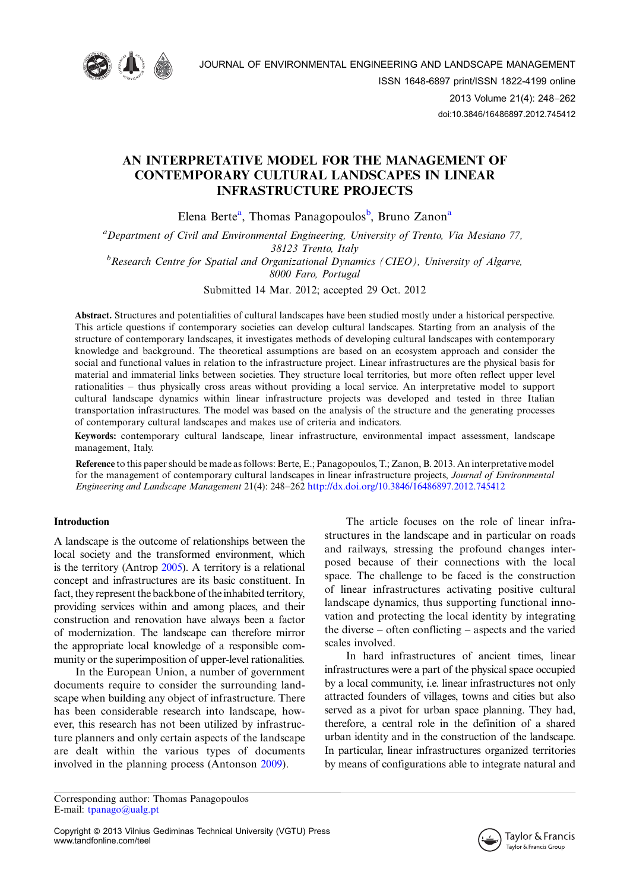# AN INTERPRETATIVE MODEL FOR THE MANAGEMENT OF CONTEMPORARY CULTURAL LANDSCAPES IN LINEAR INFRASTRUCTURE PROJECTS

Elena Berte[a], Thomas Panagopoulos[b], Bruno Zanon[a]

[a]*Department of Civil and Environmental Engineering, University of Trento, Via Mesiano 77, 38123 Trento, Italy*
[b]*Research Centre for Spatial and Organizational Dynamics (CIEO), University of Algarve, 8000 Faro, Portugal*

Submitted 14 Mar. 2012; accepted 29 Oct. 2012

**Abstract.** Structures and potentialities of cultural landscapes have been studied mostly under a historical perspective. This article questions if contemporary societies can develop cultural landscapes. Starting from an analysis of the structure of contemporary landscapes, it investigates methods of developing cultural landscapes with contemporary knowledge and background. The theoretical assumptions are based on an ecosystem approach and consider the social and functional values in relation to the infrastructure project. Linear infrastructures are the physical basis for material and immaterial links between societies. They structure local territories, but more often reflect upper level rationalities – thus physically cross areas without providing a local service. An interpretative model to support cultural landscape dynamics within linear infrastructure projects was developed and tested in three Italian transportation infrastructures. The model was based on the analysis of the structure and the generating processes of contemporary cultural landscapes and makes use of criteria and indicators.

**Keywords:** contemporary cultural landscape, linear infrastructure, environmental impact assessment, landscape management, Italy.

**Reference** to this paper should be made as follows: Berte, E.; Panagopoulos, T.; Zanon, B. 2013. An interpretative model for the management of contemporary cultural landscapes in linear infrastructure projects, *Journal of Environmental Engineering and Landscape Management* 21(4): 248–262 http://dx.doi.org/10.3846/16486897.2012.745412

## Introduction

A landscape is the outcome of relationships between the local society and the transformed environment, which is the territory (Antrop 2005). A territory is a relational concept and infrastructures are its basic constituent. In fact, they represent the backbone of the inhabited territory, providing services within and among places, and their construction and renovation have always been a factor of modernization. The landscape can therefore mirror the appropriate local knowledge of a responsible community or the superimposition of upper-level rationalities.

In the European Union, a number of government documents require to consider the surrounding landscape when building any object of infrastructure. There has been considerable research into landscape, however, this research has not been utilized by infrastructure planners and only certain aspects of the landscape are dealt within the various types of documents involved in the planning process (Antonson 2009).

The article focuses on the role of linear infrastructures in the landscape and in particular on roads and railways, stressing the profound changes interposed because of their connections with the local space. The challenge to be faced is the construction of linear infrastructures activating positive cultural landscape dynamics, thus supporting functional innovation and protecting the local identity by integrating the diverse – often conflicting – aspects and the varied scales involved.

In hard infrastructures of ancient times, linear infrastructures were a part of the physical space occupied by a local community, i.e. linear infrastructures not only attracted founders of villages, towns and cities but also served as a pivot for urban space planning. They had, therefore, a central role in the definition of a shared urban identity and in the construction of the landscape. In particular, linear infrastructures organized territories by means of configurations able to integrate natural and

Corresponding author: Thomas Panagopoulos
E-mail: tpanago@ualg.pt

Copyright © 2013 Vilnius Gediminas Technical University (VGTU) Press
www.tandfonline.com/teel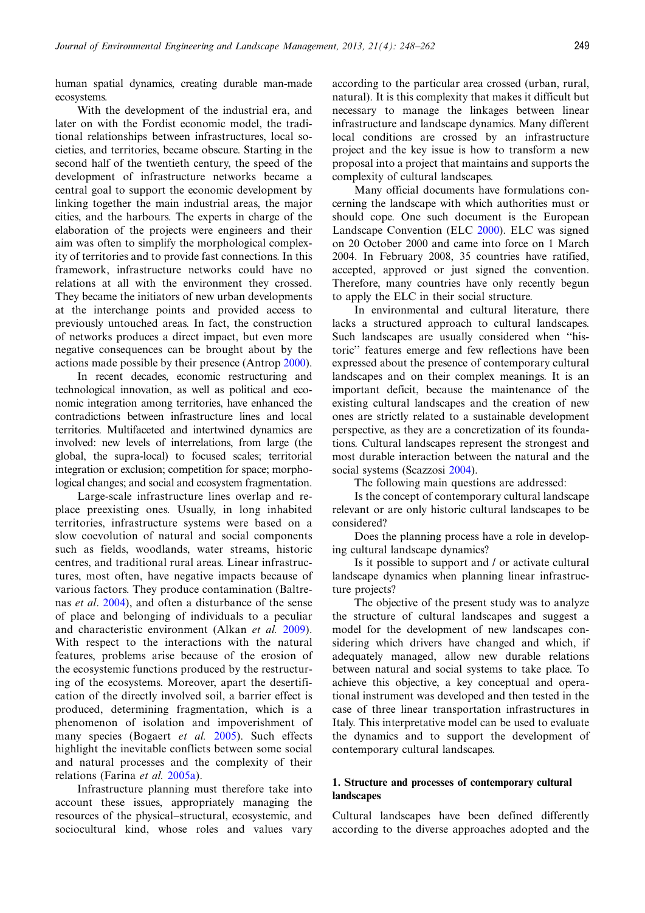human spatial dynamics, creating durable man-made ecosystems.

With the development of the industrial era, and later on with the Fordist economic model, the traditional relationships between infrastructures, local societies, and territories, became obscure. Starting in the second half of the twentieth century, the speed of the development of infrastructure networks became a central goal to support the economic development by linking together the main industrial areas, the major cities, and the harbours. The experts in charge of the elaboration of the projects were engineers and their aim was often to simplify the morphological complexity of territories and to provide fast connections. In this framework, infrastructure networks could have no relations at all with the environment they crossed. They became the initiators of new urban developments at the interchange points and provided access to previously untouched areas. In fact, the construction of networks produces a direct impact, but even more negative consequences can be brought about by the actions made possible by their presence (Antrop 2000).

In recent decades, economic restructuring and technological innovation, as well as political and economic integration among territories, have enhanced the contradictions between infrastructure lines and local territories. Multifaceted and intertwined dynamics are involved: new levels of interrelations, from large (the global, the supra-local) to focused scales; territorial integration or exclusion; competition for space; morphological changes; and social and ecosystem fragmentation.

Large-scale infrastructure lines overlap and replace preexisting ones. Usually, in long inhabited territories, infrastructure systems were based on a slow coevolution of natural and social components such as fields, woodlands, water streams, historic centres, and traditional rural areas. Linear infrastructures, most often, have negative impacts because of various factors. They produce contamination (Baltrenas *et al*. 2004), and often a disturbance of the sense of place and belonging of individuals to a peculiar and characteristic environment (Alkan *et al.* 2009). With respect to the interactions with the natural features, problems arise because of the erosion of the ecosystemic functions produced by the restructuring of the ecosystems. Moreover, apart the desertification of the directly involved soil, a barrier effect is produced, determining fragmentation, which is a phenomenon of isolation and impoverishment of many species (Bogaert *et al.* 2005). Such effects highlight the inevitable conflicts between some social and natural processes and the complexity of their relations (Farina *et al.* 2005a).

Infrastructure planning must therefore take into account these issues, appropriately managing the resources of the physical–structural, ecosystemic, and sociocultural kind, whose roles and values vary according to the particular area crossed (urban, rural, natural). It is this complexity that makes it difficult but necessary to manage the linkages between linear infrastructure and landscape dynamics. Many different local conditions are crossed by an infrastructure project and the key issue is how to transform a new proposal into a project that maintains and supports the complexity of cultural landscapes.

Many official documents have formulations concerning the landscape with which authorities must or should cope. One such document is the European Landscape Convention (ELC 2000). ELC was signed on 20 October 2000 and came into force on 1 March 2004. In February 2008, 35 countries have ratified, accepted, approved or just signed the convention. Therefore, many countries have only recently begun to apply the ELC in their social structure.

In environmental and cultural literature, there lacks a structured approach to cultural landscapes. Such landscapes are usually considered when ''historic'' features emerge and few reflections have been expressed about the presence of contemporary cultural landscapes and on their complex meanings. It is an important deficit, because the maintenance of the existing cultural landscapes and the creation of new ones are strictly related to a sustainable development perspective, as they are a concretization of its foundations. Cultural landscapes represent the strongest and most durable interaction between the natural and the social systems (Scazzosi 2004).

The following main questions are addressed:

Is the concept of contemporary cultural landscape relevant or are only historic cultural landscapes to be considered?

Does the planning process have a role in developing cultural landscape dynamics?

Is it possible to support and / or activate cultural landscape dynamics when planning linear infrastructure projects?

The objective of the present study was to analyze the structure of cultural landscapes and suggest a model for the development of new landscapes considering which drivers have changed and which, if adequately managed, allow new durable relations between natural and social systems to take place. To achieve this objective, a key conceptual and operational instrument was developed and then tested in the case of three linear transportation infrastructures in Italy. This interpretative model can be used to evaluate the dynamics and to support the development of contemporary cultural landscapes.

## 1. Structure and processes of contemporary cultural landscapes

Cultural landscapes have been defined differently according to the diverse approaches adopted and the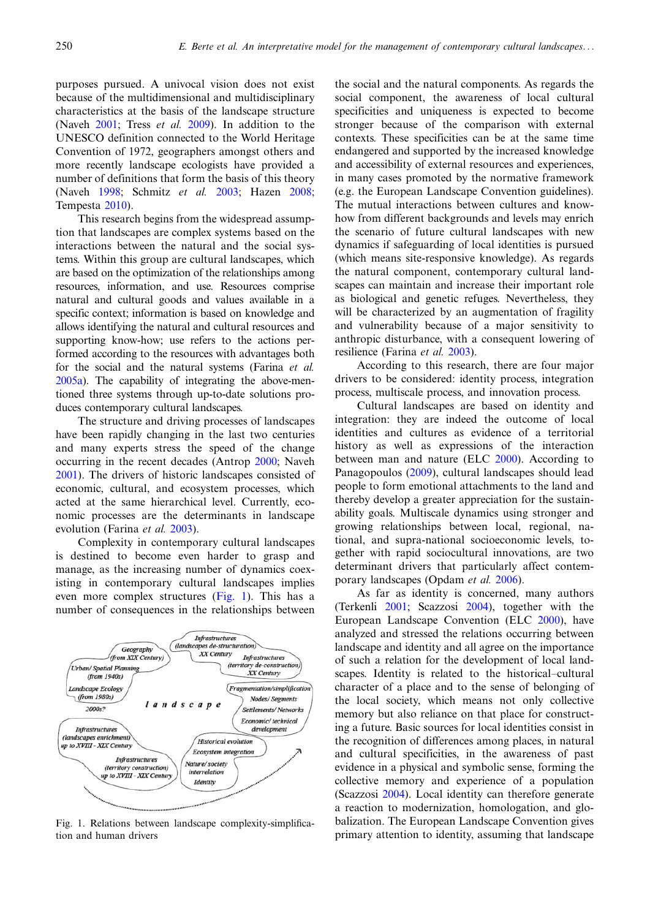purposes pursued. A univocal vision does not exist because of the multidimensional and multidisciplinary characteristics at the basis of the landscape structure (Naveh 2001; Tress *et al.* 2009). In addition to the UNESCO definition connected to the World Heritage Convention of 1972, geographers amongst others and more recently landscape ecologists have provided a number of definitions that form the basis of this theory (Naveh 1998; Schmitz *et al.* 2003; Hazen 2008; Tempesta 2010).

This research begins from the widespread assumption that landscapes are complex systems based on the interactions between the natural and the social systems. Within this group are cultural landscapes, which are based on the optimization of the relationships among resources, information, and use. Resources comprise natural and cultural goods and values available in a specific context; information is based on knowledge and allows identifying the natural and cultural resources and supporting know-how; use refers to the actions performed according to the resources with advantages both for the social and the natural systems (Farina *et al.* 2005a). The capability of integrating the above-mentioned three systems through up-to-date solutions produces contemporary cultural landscapes.

The structure and driving processes of landscapes have been rapidly changing in the last two centuries and many experts stress the speed of the change occurring in the recent decades (Antrop 2000; Naveh 2001). The drivers of historic landscapes consisted of economic, cultural, and ecosystem processes, which acted at the same hierarchical level. Currently, economic processes are the determinants in landscape evolution (Farina *et al.* 2003).

Complexity in contemporary cultural landscapes is destined to become even harder to grasp and manage, as the increasing number of dynamics coexisting in contemporary cultural landscapes implies even more complex structures (Fig. 1). This has a number of consequences in the relationships between the social and the natural components. As regards the social component, the awareness of local cultural specificities and uniqueness is expected to become stronger because of the comparison with external contexts. These specificities can be at the same time endangered and supported by the increased knowledge and accessibility of external resources and experiences, in many cases promoted by the normative framework (e.g. the European Landscape Convention guidelines). The mutual interactions between cultures and know-how from different backgrounds and levels may enrich the scenario of future cultural landscapes with new dynamics if safeguarding of local identities is pursued (which means site-responsive knowledge). As regards the natural component, contemporary cultural landscapes can maintain and increase their important role as biological and genetic refuges. Nevertheless, they will be characterized by an augmentation of fragility and vulnerability because of a major sensitivity to anthropic disturbance, with a consequent lowering of resilience (Farina *et al.* 2003).

According to this research, there are four major drivers to be considered: identity process, integration process, multiscale process, and innovation process.

Cultural landscapes are based on identity and integration: they are indeed the outcome of local identities and cultures as evidence of a territorial history as well as expressions of the interaction between man and nature (ELC 2000). According to Panagopoulos (2009), cultural landscapes should lead people to form emotional attachments to the land and thereby develop a greater appreciation for the sustainability goals. Multiscale dynamics using stronger and growing relationships between local, regional, national, and supra-national socioeconomic levels, together with rapid sociocultural innovations, are two determinant drivers that particularly affect contemporary landscapes (Opdam *et al.* 2006).

As far as identity is concerned, many authors (Terkenli 2001; Scazzosi 2004), together with the European Landscape Convention (ELC 2000), have analyzed and stressed the relations occurring between landscape and identity and all agree on the importance of such a relation for the development of local landscapes. Identity is related to the historical–cultural character of a place and to the sense of belonging of the local society, which means not only collective memory but also reliance on that place for constructing a future. Basic sources for local identities consist in the recognition of differences among places, in natural and cultural specificities, in the awareness of past evidence in a physical and symbolic sense, forming the collective memory and experience of a population (Scazzosi 2004). Local identity can therefore generate a reaction to modernization, homologation, and globalization. The European Landscape Convention gives primary attention to identity, assuming that landscape

Fig. 1. Relations between landscape complexity-simplification and human drivers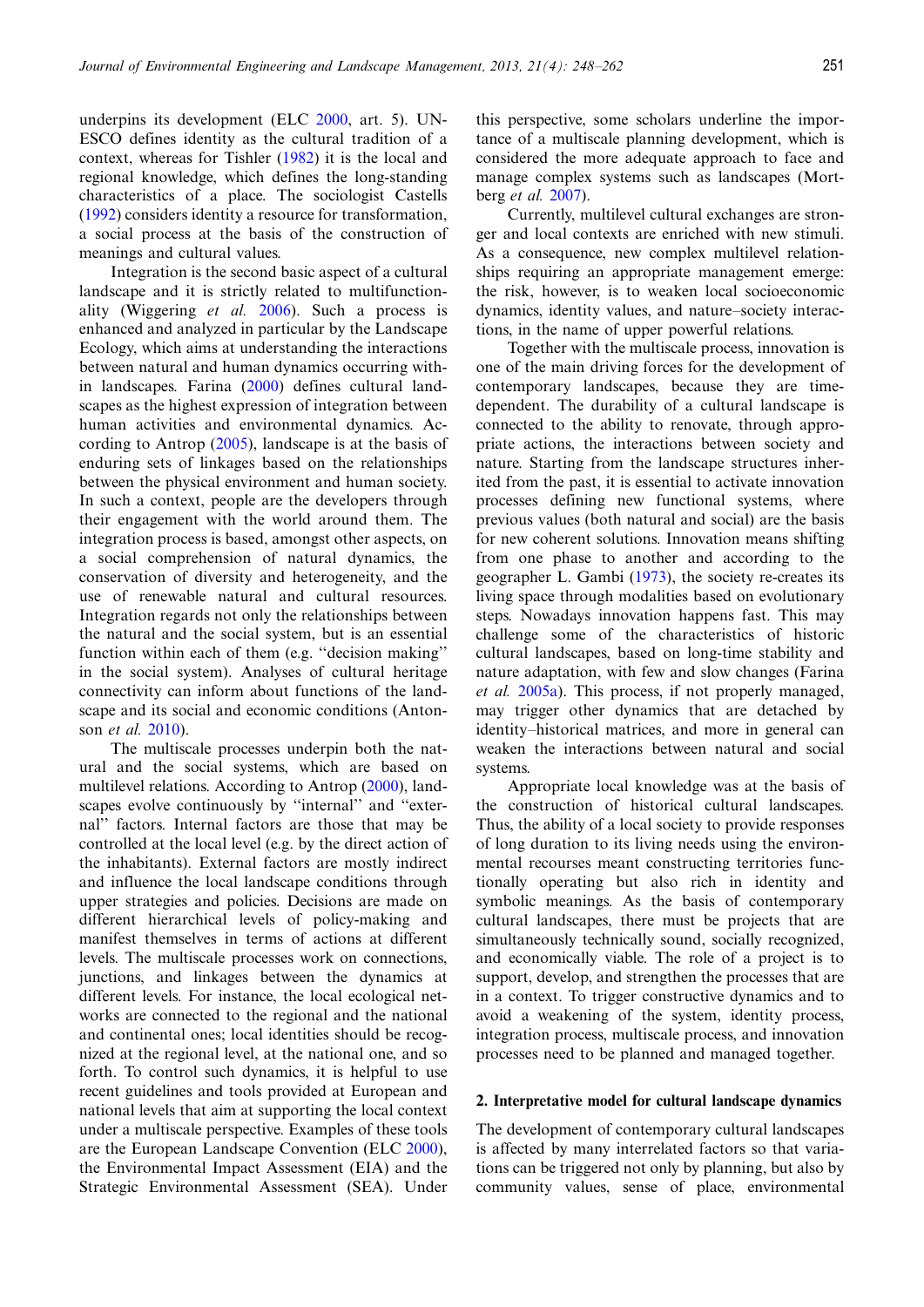underpins its development (ELC 2000, art. 5). UNESCO defines identity as the cultural tradition of a context, whereas for Tishler (1982) it is the local and regional knowledge, which defines the long-standing characteristics of a place. The sociologist Castells (1992) considers identity a resource for transformation, a social process at the basis of the construction of meanings and cultural values.

Integration is the second basic aspect of a cultural landscape and it is strictly related to multifunctionality (Wiggering *et al.* 2006). Such a process is enhanced and analyzed in particular by the Landscape Ecology, which aims at understanding the interactions between natural and human dynamics occurring within landscapes. Farina (2000) defines cultural landscapes as the highest expression of integration between human activities and environmental dynamics. According to Antrop (2005), landscape is at the basis of enduring sets of linkages based on the relationships between the physical environment and human society. In such a context, people are the developers through their engagement with the world around them. The integration process is based, amongst other aspects, on a social comprehension of natural dynamics, the conservation of diversity and heterogeneity, and the use of renewable natural and cultural resources. Integration regards not only the relationships between the natural and the social system, but is an essential function within each of them (e.g. ''decision making'' in the social system). Analyses of cultural heritage connectivity can inform about functions of the landscape and its social and economic conditions (Antonson *et al.* 2010).

The multiscale processes underpin both the natural and the social systems, which are based on multilevel relations. According to Antrop (2000), landscapes evolve continuously by ''internal'' and ''external'' factors. Internal factors are those that may be controlled at the local level (e.g. by the direct action of the inhabitants). External factors are mostly indirect and influence the local landscape conditions through upper strategies and policies. Decisions are made on different hierarchical levels of policy-making and manifest themselves in terms of actions at different levels. The multiscale processes work on connections, junctions, and linkages between the dynamics at different levels. For instance, the local ecological networks are connected to the regional and the national and continental ones; local identities should be recognized at the regional level, at the national one, and so forth. To control such dynamics, it is helpful to use recent guidelines and tools provided at European and national levels that aim at supporting the local context under a multiscale perspective. Examples of these tools are the European Landscape Convention (ELC 2000), the Environmental Impact Assessment (EIA) and the Strategic Environmental Assessment (SEA). Under this perspective, some scholars underline the importance of a multiscale planning development, which is considered the more adequate approach to face and manage complex systems such as landscapes (Mortberg *et al.* 2007).

Currently, multilevel cultural exchanges are stronger and local contexts are enriched with new stimuli. As a consequence, new complex multilevel relationships requiring an appropriate management emerge: the risk, however, is to weaken local socioeconomic dynamics, identity values, and nature–society interactions, in the name of upper powerful relations.

Together with the multiscale process, innovation is one of the main driving forces for the development of contemporary landscapes, because they are time-dependent. The durability of a cultural landscape is connected to the ability to renovate, through appropriate actions, the interactions between society and nature. Starting from the landscape structures inherited from the past, it is essential to activate innovation processes defining new functional systems, where previous values (both natural and social) are the basis for new coherent solutions. Innovation means shifting from one phase to another and according to the geographer L. Gambi (1973), the society re-creates its living space through modalities based on evolutionary steps. Nowadays innovation happens fast. This may challenge some of the characteristics of historic cultural landscapes, based on long-time stability and nature adaptation, with few and slow changes (Farina *et al.* 2005a). This process, if not properly managed, may trigger other dynamics that are detached by identity–historical matrices, and more in general can weaken the interactions between natural and social systems.

Appropriate local knowledge was at the basis of the construction of historical cultural landscapes. Thus, the ability of a local society to provide responses of long duration to its living needs using the environmental recourses meant constructing territories functionally operating but also rich in identity and symbolic meanings. As the basis of contemporary cultural landscapes, there must be projects that are simultaneously technically sound, socially recognized, and economically viable. The role of a project is to support, develop, and strengthen the processes that are in a context. To trigger constructive dynamics and to avoid a weakening of the system, identity process, integration process, multiscale process, and innovation processes need to be planned and managed together.

## 2. Interpretative model for cultural landscape dynamics

The development of contemporary cultural landscapes is affected by many interrelated factors so that variations can be triggered not only by planning, but also by community values, sense of place, environmental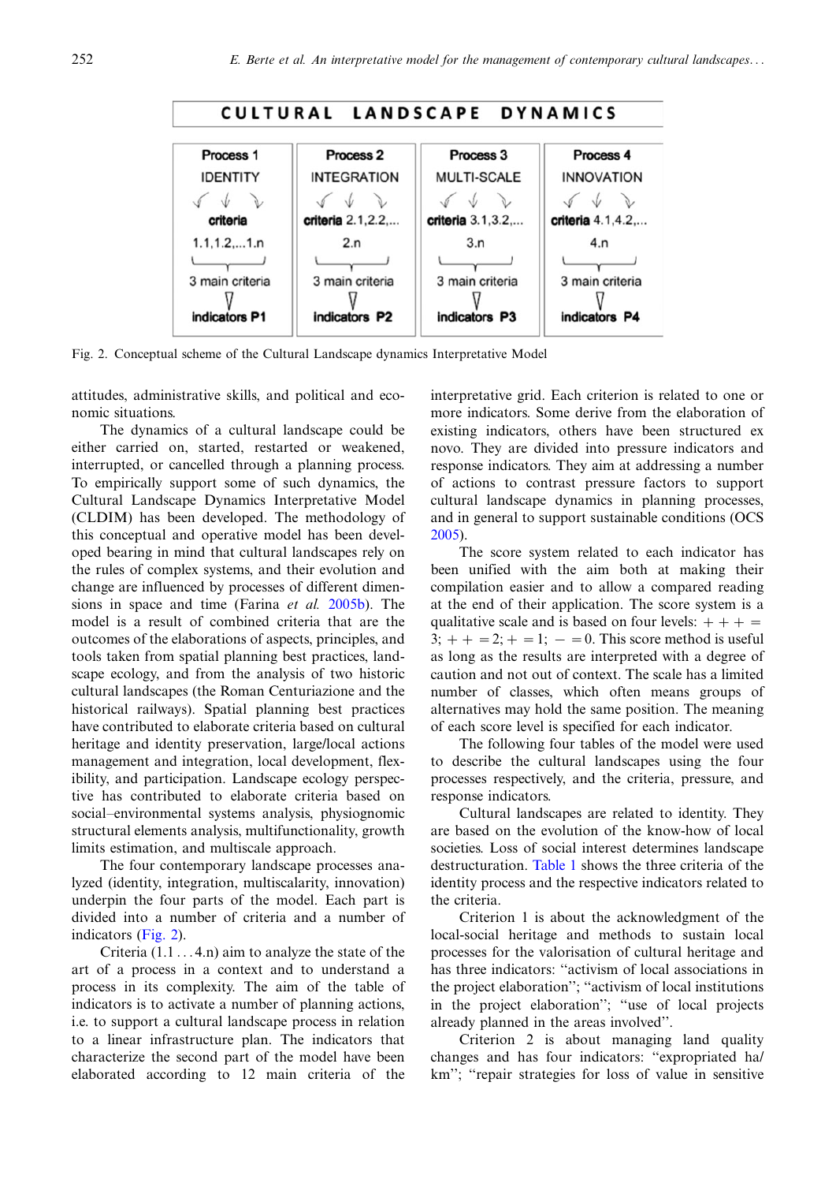| CULTURAL LANDSCAPE DYNAMICS | | | |
|---|---|---|---|
| **Process 1** | **Process 2** | **Process 3** | **Process 4** |
| IDENTITY | INTEGRATION | MULTI-SCALE | INNOVATION |
| **criteria** 1.1,1.2,...1.n | **criteria** 2.1,2.2,... 2.n | **criteria** 3.1,3.2,... 3.n | **criteria** 4.1,4.2,... 4.n |
| 3 main criteria | 3 main criteria | 3 main criteria | 3 main criteria |
| **indicators P1** | **indicators P2** | **indicators P3** | **indicators P4** |

Fig. 2. Conceptual scheme of the Cultural Landscape dynamics Interpretative Model

attitudes, administrative skills, and political and economic situations.

The dynamics of a cultural landscape could be either carried on, started, restarted or weakened, interrupted, or cancelled through a planning process. To empirically support some of such dynamics, the Cultural Landscape Dynamics Interpretative Model (CLDIM) has been developed. The methodology of this conceptual and operative model has been developed bearing in mind that cultural landscapes rely on the rules of complex systems, and their evolution and change are influenced by processes of different dimensions in space and time (Farina *et al.* 2005b). The model is a result of combined criteria that are the outcomes of the elaborations of aspects, principles, and tools taken from spatial planning best practices, landscape ecology, and from the analysis of two historic cultural landscapes (the Roman Centuriazione and the historical railways). Spatial planning best practices have contributed to elaborate criteria based on cultural heritage and identity preservation, large/local actions management and integration, local development, flexibility, and participation. Landscape ecology perspective has contributed to elaborate criteria based on social–environmental systems analysis, physiognomic structural elements analysis, multifunctionality, growth limits estimation, and multiscale approach.

The four contemporary landscape processes analyzed (identity, integration, multiscalarity, innovation) underpin the four parts of the model. Each part is divided into a number of criteria and a number of indicators (Fig. 2).

Criteria (1.1 . . . 4.n) aim to analyze the state of the art of a process in a context and to understand a process in its complexity. The aim of the table of indicators is to activate a number of planning actions, i.e. to support a cultural landscape process in relation to a linear infrastructure plan. The indicators that characterize the second part of the model have been elaborated according to 12 main criteria of the interpretative grid. Each criterion is related to one or more indicators. Some derive from the elaboration of existing indicators, others have been structured ex novo. They are divided into pressure indicators and response indicators. They aim at addressing a number of actions to contrast pressure factors to support cultural landscape dynamics in planning processes, and in general to support sustainable conditions (OCS 2005).

The score system related to each indicator has been unified with the aim both at making their compilation easier and to allow a compared reading at the end of their application. The score system is a qualitative scale and is based on four levels: + + + = 3; + + = 2; + = 1; − = 0. This score method is useful as long as the results are interpreted with a degree of caution and not out of context. The scale has a limited number of classes, which often means groups of alternatives may hold the same position. The meaning of each score level is specified for each indicator.

The following four tables of the model were used to describe the cultural landscapes using the four processes respectively, and the criteria, pressure, and response indicators.

Cultural landscapes are related to identity. They are based on the evolution of the know-how of local societies. Loss of social interest determines landscape destructuration. Table 1 shows the three criteria of the identity process and the respective indicators related to the criteria.

Criterion 1 is about the acknowledgment of the local-social heritage and methods to sustain local processes for the valorisation of cultural heritage and has three indicators: "activism of local associations in the project elaboration"; "activism of local institutions in the project elaboration"; "use of local projects already planned in the areas involved".

Criterion 2 is about managing land quality changes and has four indicators: "expropriated ha/km"; "repair strategies for loss of value in sensitive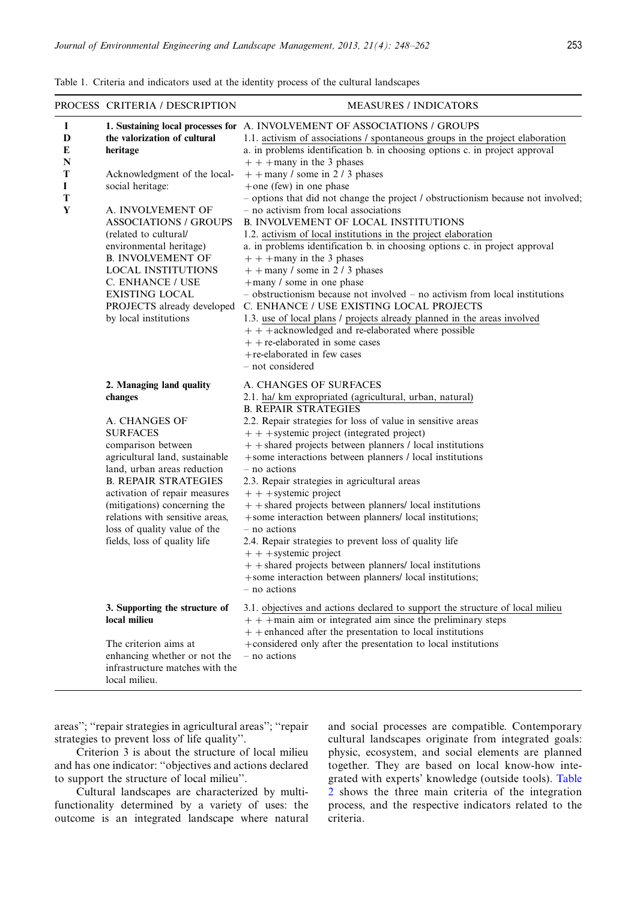Table 1. Criteria and indicators used at the identity process of the cultural landscapes

| PROCESS | CRITERIA / DESCRIPTION | MEASURES / INDICATORS |
|---|---|---|
| IDENTITY | **1. Sustaining local processes for the valorization of cultural heritage**<br><br>Acknowledgment of the local-social heritage:<br><br>A. INVOLVEMENT OF ASSOCIATIONS / GROUPS (related to cultural/ environmental heritage)<br>B. INVOLVEMENT OF LOCAL INSTITUTIONS<br>C. ENHANCE / USE EXISTING LOCAL PROJECTS already developed by local institutions | A. INVOLVEMENT OF ASSOCIATIONS / GROUPS<br>1.1. activism of associations / spontaneous groups in the project elaboration<br>a. in problems identification b. in choosing options c. in project approval<br>+ + +many in the 3 phases<br>+ + many / some in 2 / 3 phases<br>+one (few) in one phase<br>– options that did not change the project / obstructionism because not involved;<br>– no activism from local associations<br>B. INVOLVEMENT OF LOCAL INSTITUTIONS<br>1.2. activism of local institutions in the project elaboration<br>a. in problems identification b. in choosing options c. in project approval<br>+ + +many in the 3 phases<br>+ + many / some in 2 / 3 phases<br>+many / some in one phase<br>– obstructionism because not involved – no activism from local institutions<br>C. ENHANCE / USE EXISTING LOCAL PROJECTS<br>1.3. use of local plans / projects already planned in the areas involved<br>+ + +acknowledged and re-elaborated where possible<br>+ + re-elaborated in some cases<br>+re-elaborated in few cases<br>– not considered |
| | **2. Managing land quality changes**<br><br>A. CHANGES OF SURFACES comparison between agricultural land, sustainable land, urban areas reduction<br>B. REPAIR STRATEGIES activation of repair measures (mitigations) concerning the relations with sensitive areas, loss of quality value of the fields, loss of quality life | A. CHANGES OF SURFACES<br>2.1. ha/ km expropriated (agricultural, urban, natural)<br>B. REPAIR STRATEGIES<br>2.2. Repair strategies for loss of value in sensitive areas<br>+ + +systemic project (integrated project)<br>+ + shared projects between planners / local institutions<br>+some interactions between planners / local institutions<br>– no actions<br>2.3. Repair strategies in agricultural areas<br>+ + +systemic project<br>+ + shared projects between planners/ local institutions<br>+some interaction between planners/ local institutions;<br>– no actions<br>2.4. Repair strategies to prevent loss of quality life<br>+ + +systemic project<br>+ + shared projects between planners/ local institutions<br>+some interaction between planners/ local institutions;<br>– no actions |
| | **3. Supporting the structure of local milieu**<br><br>The criterion aims at enhancing whether or not the infrastructure matches with the local milieu. | 3.1. objectives and actions declared to support the structure of local milieu<br>+ + +main aim or integrated aim since the preliminary steps<br>+ + enhanced after the presentation to local institutions<br>+considered only after the presentation to local institutions<br>– no actions |

areas"; "repair strategies in agricultural areas"; "repair strategies to prevent loss of life quality".

Criterion 3 is about the structure of local milieu and has one indicator: "objectives and actions declared to support the structure of local milieu".

Cultural landscapes are characterized by multi-functionality determined by a variety of uses: the outcome is an integrated landscape where natural and social processes are compatible. Contemporary cultural landscapes originate from integrated goals: physic, ecosystem, and social elements are planned together. They are based on local know-how integrated with experts' knowledge (outside tools). Table 2 shows the three main criteria of the integration process, and the respective indicators related to the criteria.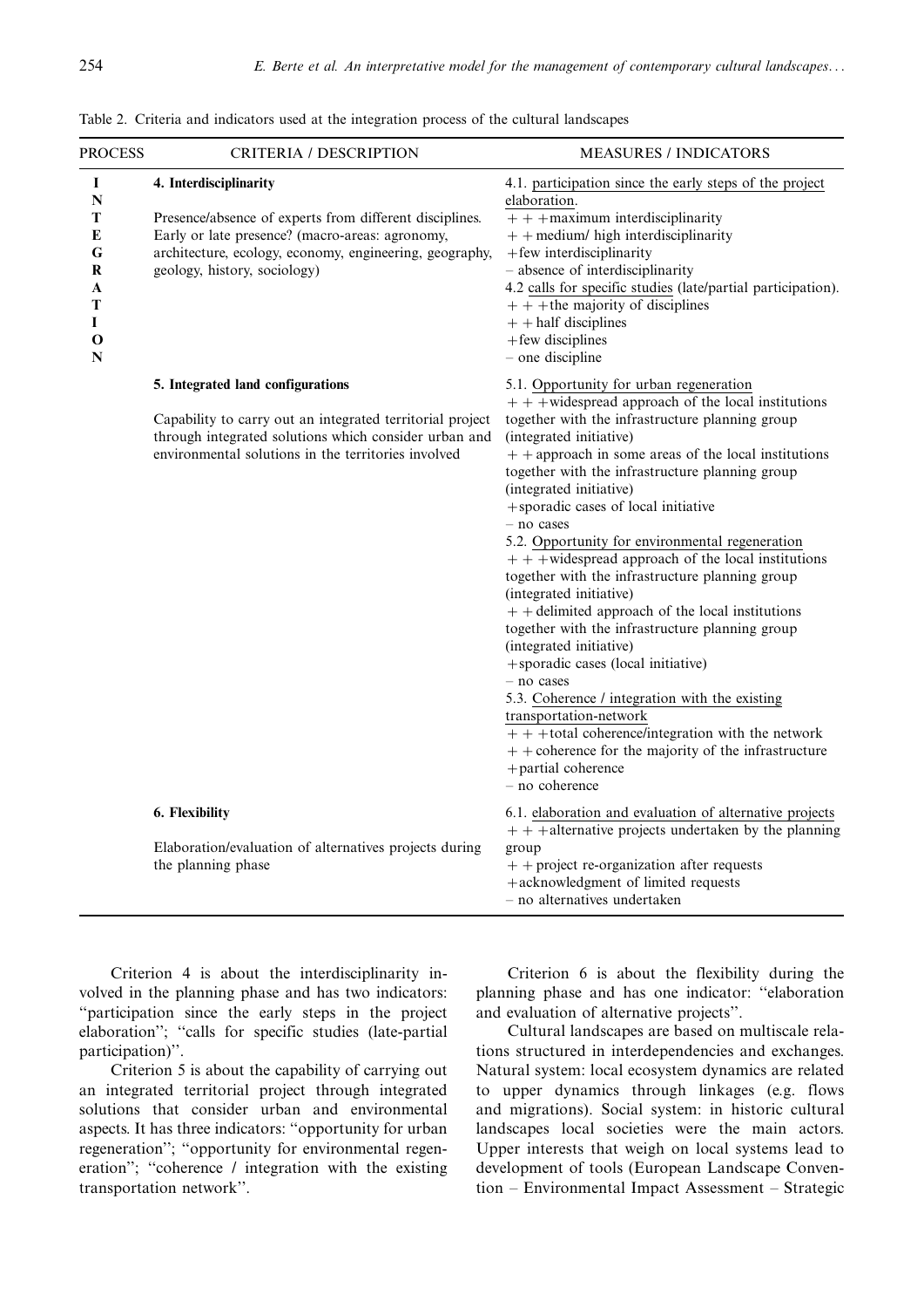Table 2. Criteria and indicators used at the integration process of the cultural landscapes

| PROCESS | CRITERIA / DESCRIPTION | MEASURES / INDICATORS |
|---|---|---|
| INTEGRATION | **4. Interdisciplinarity**<br><br>Presence/absence of experts from different disciplines. Early or late presence? (macro-areas: agronomy, architecture, ecology, economy, engineering, geography, geology, history, sociology) | 4.1. participation since the early steps of the project elaboration.<br>+ + +maximum interdisciplinarity<br>+ + medium/ high interdisciplinarity<br>+few interdisciplinarity<br>– absence of interdisciplinarity<br>4.2 calls for specific studies (late/partial participation).<br>+ + +the majority of disciplines<br>+ + half disciplines<br>+few disciplines<br>– one discipline |
| | **5. Integrated land configurations**<br><br>Capability to carry out an integrated territorial project through integrated solutions which consider urban and environmental solutions in the territories involved | 5.1. Opportunity for urban regeneration<br>+ + +widespread approach of the local institutions together with the infrastructure planning group (integrated initiative)<br>+ + approach in some areas of the local institutions together with the infrastructure planning group (integrated initiative)<br>+sporadic cases of local initiative<br>– no cases<br>5.2. Opportunity for environmental regeneration<br>+ + +widespread approach of the local institutions together with the infrastructure planning group (integrated initiative)<br>+ + delimited approach of the local institutions together with the infrastructure planning group (integrated initiative)<br>+sporadic cases (local initiative)<br>– no cases<br>5.3. Coherence / integration with the existing transportation-network<br>+ + +total coherence/integration with the network<br>+ + coherence for the majority of the infrastructure<br>+partial coherence<br>– no coherence |
| | **6. Flexibility**<br><br>Elaboration/evaluation of alternatives projects during the planning phase | 6.1. elaboration and evaluation of alternative projects<br>+ + +alternative projects undertaken by the planning group<br>+ + project re-organization after requests<br>+acknowledgment of limited requests<br>– no alternatives undertaken |

Criterion 4 is about the interdisciplinarity involved in the planning phase and has two indicators: "participation since the early steps in the project elaboration"; "calls for specific studies (late-partial participation)".

Criterion 5 is about the capability of carrying out an integrated territorial project through integrated solutions that consider urban and environmental aspects. It has three indicators: "opportunity for urban regeneration"; "opportunity for environmental regeneration"; "coherence / integration with the existing transportation network".

Criterion 6 is about the flexibility during the planning phase and has one indicator: "elaboration and evaluation of alternative projects".

Cultural landscapes are based on multiscale relations structured in interdependencies and exchanges. Natural system: local ecosystem dynamics are related to upper dynamics through linkages (e.g. flows and migrations). Social system: in historic cultural landscapes local societies were the main actors. Upper interests that weigh on local systems lead to development of tools (European Landscape Convention – Environmental Impact Assessment – Strategic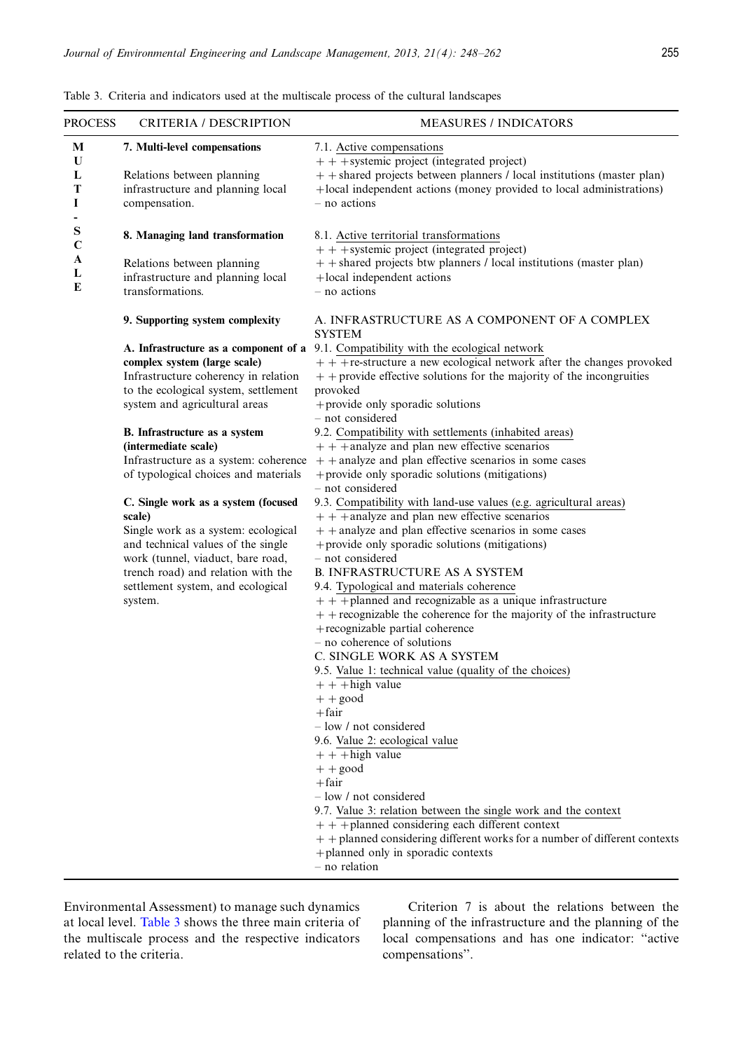Table 3. Criteria and indicators used at the multiscale process of the cultural landscapes

| PROCESS | CRITERIA / DESCRIPTION | MEASURES / INDICATORS |
|---|---|---|
| MULTI-SCALE | **7. Multi-level compensations**<br><br>Relations between planning infrastructure and planning local compensation. | 7.1. Active compensations<br>+ + +systemic project (integrated project)<br>+ + shared projects between planners / local institutions (master plan)<br>+local independent actions (money provided to local administrations)<br>– no actions |
| | **8. Managing land transformation**<br><br>Relations between planning infrastructure and planning local transformations. | 8.1. Active territorial transformations<br>+ + +systemic project (integrated project)<br>+ + shared projects btw planners / local institutions (master plan)<br>+local independent actions<br>– no actions |
| | **9. Supporting system complexity**<br><br>**A. Infrastructure as a component of a complex system (large scale)**<br>Infrastructure coherency in relation to the ecological system, settlement system and agricultural areas<br><br>**B. Infrastructure as a system (intermediate scale)**<br>Infrastructure as a system: coherence of typological choices and materials<br><br>**C. Single work as a system (focused scale)**<br>Single work as a system: ecological and technical values of the single work (tunnel, viaduct, bare road, trench road) and relation with the settlement system, and ecological system. | A. INFRASTRUCTURE AS A COMPONENT OF A COMPLEX SYSTEM<br>9.1. Compatibility with the ecological network<br>+ + +re-structure a new ecological network after the changes provoked<br>+ + provide effective solutions for the majority of the incongruities provoked<br>+provide only sporadic solutions<br>– not considered<br>9.2. Compatibility with settlements (inhabited areas)<br>+ + +analyze and plan new effective scenarios<br>+ + analyze and plan effective scenarios in some cases<br>+provide only sporadic solutions (mitigations)<br>– not considered<br>9.3. Compatibility with land-use values (e.g. agricultural areas)<br>+ + +analyze and plan new effective scenarios<br>+ + analyze and plan effective scenarios in some cases<br>+provide only sporadic solutions (mitigations)<br>– not considered<br>B. INFRASTRUCTURE AS A SYSTEM<br>9.4. Typological and materials coherence<br>+ + +planned and recognizable as a unique infrastructure<br>+ + recognizable the coherence for the majority of the infrastructure<br>+recognizable partial coherence<br>– no coherence of solutions<br>C. SINGLE WORK AS A SYSTEM<br>9.5. Value 1: technical value (quality of the choices)<br>+ + +high value<br>+ + good<br>+fair<br>– low / not considered<br>9.6. Value 2: ecological value<br>+ + +high value<br>+ + good<br>+fair<br>– low / not considered<br>9.7. Value 3: relation between the single work and the context<br>+ + +planned considering each different context<br>+ + planned considering different works for a number of different contexts<br>+planned only in sporadic contexts<br>– no relation |

Environmental Assessment) to manage such dynamics at local level. Table 3 shows the three main criteria of the multiscale process and the respective indicators related to the criteria.

Criterion 7 is about the relations between the planning of the infrastructure and the planning of the local compensations and has one indicator: "active compensations".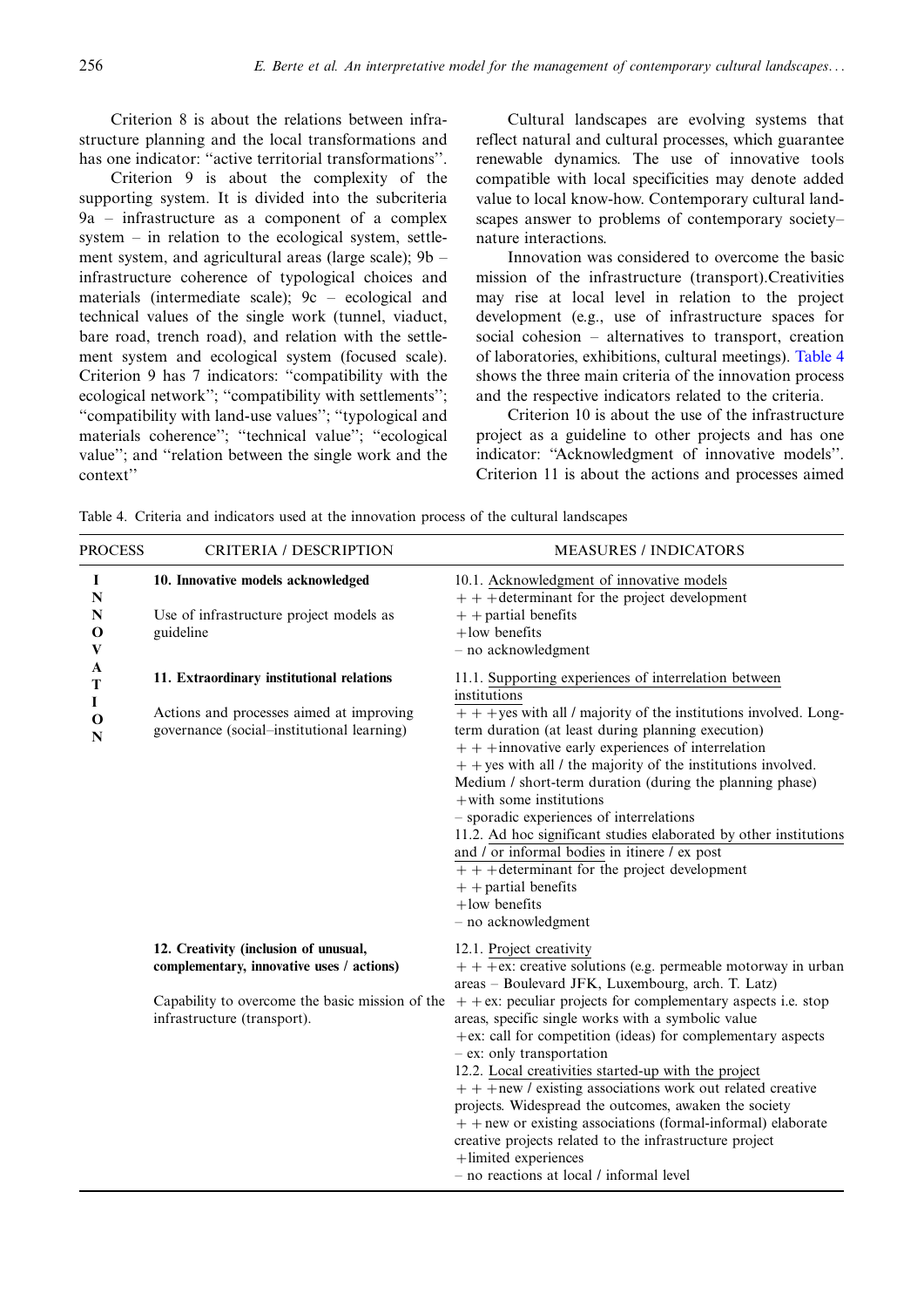Criterion 8 is about the relations between infrastructure planning and the local transformations and has one indicator: "active territorial transformations".

Criterion 9 is about the complexity of the supporting system. It is divided into the subcriteria 9a – infrastructure as a component of a complex system – in relation to the ecological system, settlement system, and agricultural areas (large scale); 9b – infrastructure coherence of typological choices and materials (intermediate scale); 9c – ecological and technical values of the single work (tunnel, viaduct, bare road, trench road), and relation with the settlement system and ecological system (focused scale). Criterion 9 has 7 indicators: "compatibility with the ecological network"; "compatibility with settlements"; "compatibility with land-use values"; "typological and materials coherence"; "technical value"; "ecological value"; and "relation between the single work and the context"

Cultural landscapes are evolving systems that reflect natural and cultural processes, which guarantee renewable dynamics. The use of innovative tools compatible with local specificities may denote added value to local know-how. Contemporary cultural landscapes answer to problems of contemporary society–nature interactions.

Innovation was considered to overcome the basic mission of the infrastructure (transport).Creativities may rise at local level in relation to the project development (e.g., use of infrastructure spaces for social cohesion – alternatives to transport, creation of laboratories, exhibitions, cultural meetings). Table 4 shows the three main criteria of the innovation process and the respective indicators related to the criteria.

Criterion 10 is about the use of the infrastructure project as a guideline to other projects and has one indicator: "Acknowledgment of innovative models". Criterion 11 is about the actions and processes aimed

Table 4. Criteria and indicators used at the innovation process of the cultural landscapes

| PROCESS | CRITERIA / DESCRIPTION | MEASURES / INDICATORS |
|---|---|---|
| INNOVATION | **10. Innovative models acknowledged**<br>Use of infrastructure project models as guideline | 10.1. Acknowledgment of innovative models<br>+ + +determinant for the project development<br>+ + partial benefits<br>+low benefits<br>– no acknowledgment |
| | **11. Extraordinary institutional relations**<br>Actions and processes aimed at improving governance (social–institutional learning) | 11.1. Supporting experiences of interrelation between institutions<br>+ + +yes with all / majority of the institutions involved. Long-term duration (at least during planning execution)<br>+ + +innovative early experiences of interrelation<br>+ + yes with all / the majority of the institutions involved. Medium / short-term duration (during the planning phase)<br>+with some institutions<br>– sporadic experiences of interrelations<br>11.2. Ad hoc significant studies elaborated by other institutions and / or informal bodies in itinere / ex post<br>+ + +determinant for the project development<br>+ + partial benefits<br>+low benefits<br>– no acknowledgment |
| | **12. Creativity (inclusion of unusual, complementary, innovative uses / actions)**<br>Capability to overcome the basic mission of the infrastructure (transport). | 12.1. Project creativity<br>+ + +ex: creative solutions (e.g. permeable motorway in urban areas – Boulevard JFK, Luxembourg, arch. T. Latz)<br>+ +ex: peculiar projects for complementary aspects i.e. stop areas, specific single works with a symbolic value<br>+ex: call for competition (ideas) for complementary aspects<br>– ex: only transportation<br>12.2. Local creativities started-up with the project<br>+ + +new / existing associations work out related creative projects. Widespread the outcomes, awaken the society<br>+ + new or existing associations (formal-informal) elaborate creative projects related to the infrastructure project<br>+limited experiences<br>– no reactions at local / informal level |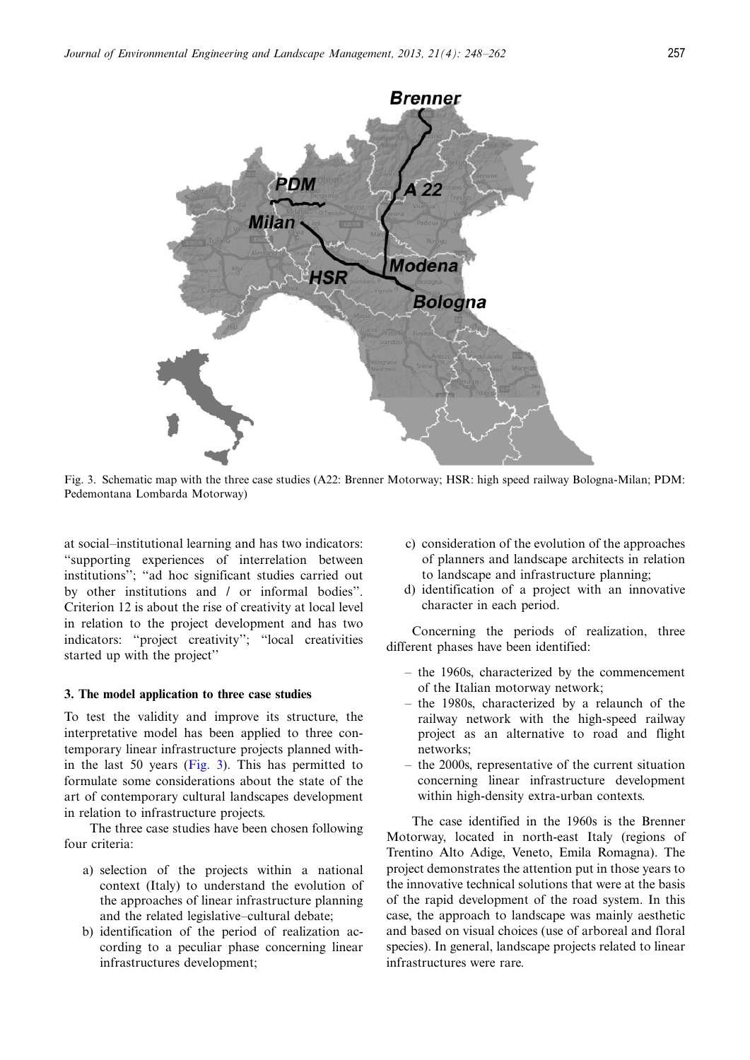Fig. 3. Schematic map with the three case studies (A22: Brenner Motorway; HSR: high speed railway Bologna-Milan; PDM: Pedemontana Lombarda Motorway)

at social–institutional learning and has two indicators: "supporting experiences of interrelation between institutions"; "ad hoc significant studies carried out by other institutions and / or informal bodies". Criterion 12 is about the rise of creativity at local level in relation to the project development and has two indicators: "project creativity"; "local creativities started up with the project"

### 3. The model application to three case studies

To test the validity and improve its structure, the interpretative model has been applied to three contemporary linear infrastructure projects planned within the last 50 years (Fig. 3). This has permitted to formulate some considerations about the state of the art of contemporary cultural landscapes development in relation to infrastructure projects.

The three case studies have been chosen following four criteria:

a) selection of the projects within a national context (Italy) to understand the evolution of the approaches of linear infrastructure planning and the related legislative–cultural debate;
b) identification of the period of realization according to a peculiar phase concerning linear infrastructures development;
c) consideration of the evolution of the approaches of planners and landscape architects in relation to landscape and infrastructure planning;
d) identification of a project with an innovative character in each period.

Concerning the periods of realization, three different phases have been identified:

- the 1960s, characterized by the commencement of the Italian motorway network;
- the 1980s, characterized by a relaunch of the railway network with the high-speed railway project as an alternative to road and flight networks;
- the 2000s, representative of the current situation concerning linear infrastructure development within high-density extra-urban contexts.

The case identified in the 1960s is the Brenner Motorway, located in north-east Italy (regions of Trentino Alto Adige, Veneto, Emila Romagna). The project demonstrates the attention put in those years to the innovative technical solutions that were at the basis of the rapid development of the road system. In this case, the approach to landscape was mainly aesthetic and based on visual choices (use of arboreal and floral species). In general, landscape projects related to linear infrastructures were rare.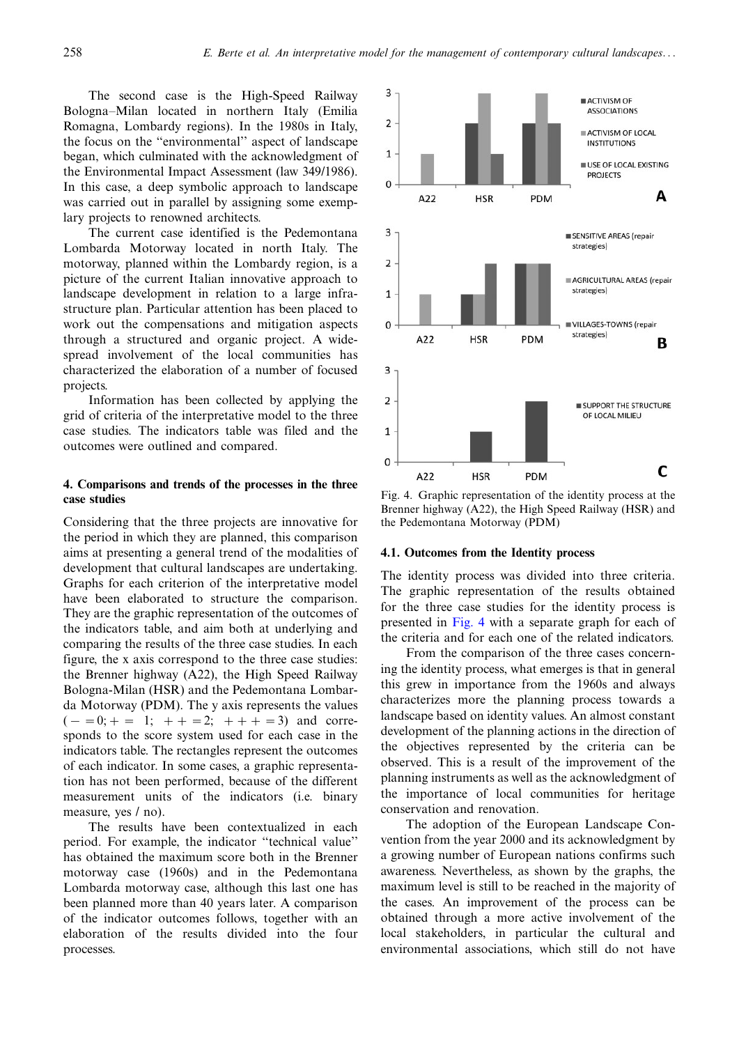The second case is the High-Speed Railway Bologna–Milan located in northern Italy (Emilia Romagna, Lombardy regions). In the 1980s in Italy, the focus on the "environmental" aspect of landscape began, which culminated with the acknowledgment of the Environmental Impact Assessment (law 349/1986). In this case, a deep symbolic approach to landscape was carried out in parallel by assigning some exemplary projects to renowned architects.

The current case identified is the Pedemontana Lombarda Motorway located in north Italy. The motorway, planned within the Lombardy region, is a picture of the current Italian innovative approach to landscape development in relation to a large infrastructure plan. Particular attention has been placed to work out the compensations and mitigation aspects through a structured and organic project. A widespread involvement of the local communities has characterized the elaboration of a number of focused projects.

Information has been collected by applying the grid of criteria of the interpretative model to the three case studies. The indicators table was filed and the outcomes were outlined and compared.

## 4. Comparisons and trends of the processes in the three case studies

Considering that the three projects are innovative for the period in which they are planned, this comparison aims at presenting a general trend of the modalities of development that cultural landscapes are undertaking. Graphs for each criterion of the interpretative model have been elaborated to structure the comparison. They are the graphic representation of the outcomes of the indicators table, and aim both at underlying and comparing the results of the three case studies. In each figure, the x axis correspond to the three case studies: the Brenner highway (A22), the High Speed Railway Bologna-Milan (HSR) and the Pedemontana Lombarda Motorway (PDM). The y axis represents the values ($- = 0; + = 1; ++ = 2; +++ = 3$) and corresponds to the score system used for each case in the indicators table. The rectangles represent the outcomes of each indicator. In some cases, a graphic representation has not been performed, because of the different measurement units of the indicators (i.e. binary measure, yes / no).

The results have been contextualized in each period. For example, the indicator "technical value" has obtained the maximum score both in the Brenner motorway case (1960s) and in the Pedemontana Lombarda motorway case, although this last one has been planned more than 40 years later. A comparison of the indicator outcomes follows, together with an elaboration of the results divided into the four processes.

A

0
1
2
3

A22 HSR PDM

ACTIVISM OF ASSOCIATIONS
ACTIVISM OF LOCAL INSTITUTIONS
USE OF LOCAL EXISTING PROJECTS

B

0
1
2
3

A22 HSR PDM

SENSITIVE AREAS (repair strategies)
AGRICULTURAL AREAS (repair strategies)
VILLAGES-TOWNS (repair strategies)

C

0
1
2
3

A22 HSR PDM

SUPPORT THE STRUCTURE OF LOCAL MILIEU

Fig. 4. Graphic representation of the identity process at the Brenner highway (A22), the High Speed Railway (HSR) and the Pedemontana Motorway (PDM)

### 4.1. Outcomes from the Identity process

The identity process was divided into three criteria. The graphic representation of the results obtained for the three case studies for the identity process is presented in Fig. 4 with a separate graph for each of the criteria and for each one of the related indicators.

From the comparison of the three cases concerning the identity process, what emerges is that in general this grew in importance from the 1960s and always characterizes more the planning process towards a landscape based on identity values. An almost constant development of the planning actions in the direction of the objectives represented by the criteria can be observed. This is a result of the improvement of the planning instruments as well as the acknowledgment of the importance of local communities for heritage conservation and renovation.

The adoption of the European Landscape Convention from the year 2000 and its acknowledgment by a growing number of European nations confirms such awareness. Nevertheless, as shown by the graphs, the maximum level is still to be reached in the majority of the cases. An improvement of the process can be obtained through a more active involvement of the local stakeholders, in particular the cultural and environmental associations, which still do not have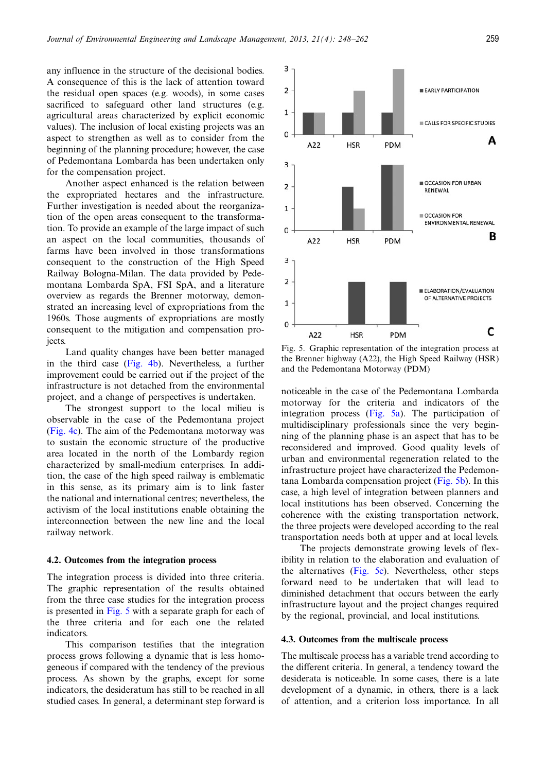any influence in the structure of the decisional bodies. A consequence of this is the lack of attention toward the residual open spaces (e.g. woods), in some cases sacrificed to safeguard other land structures (e.g. agricultural areas characterized by explicit economic values). The inclusion of local existing projects was an aspect to strengthen as well as to consider from the beginning of the planning procedure; however, the case of Pedemontana Lombarda has been undertaken only for the compensation project.

Another aspect enhanced is the relation between the expropriated hectares and the infrastructure. Further investigation is needed about the reorganization of the open areas consequent to the transformation. To provide an example of the large impact of such an aspect on the local communities, thousands of farms have been involved in those transformations consequent to the construction of the High Speed Railway Bologna-Milan. The data provided by Pedemontana Lombarda SpA, FSI SpA, and a literature overview as regards the Brenner motorway, demonstrated an increasing level of expropriations from the 1960s. Those augments of expropriations are mostly consequent to the mitigation and compensation projects.

Land quality changes have been better managed in the third case (Fig. 4b). Nevertheless, a further improvement could be carried out if the project of the infrastructure is not detached from the environmental project, and a change of perspectives is undertaken.

The strongest support to the local milieu is observable in the case of the Pedemontana project (Fig. 4c). The aim of the Pedemontana motorway was to sustain the economic structure of the productive area located in the north of the Lombardy region characterized by small-medium enterprises. In addition, the case of the high speed railway is emblematic in this sense, as its primary aim is to link faster the national and international centres; nevertheless, the activism of the local institutions enable obtaining the interconnection between the new line and the local railway network.

### 4.2. Outcomes from the integration process

The integration process is divided into three criteria. The graphic representation of the results obtained from the three case studies for the integration process is presented in Fig. 5 with a separate graph for each of the three criteria and for each one the related indicators.

This comparison testifies that the integration process grows following a dynamic that is less homogeneous if compared with the tendency of the previous process. As shown by the graphs, except for some indicators, the desideratum has still to be reached in all studied cases. In general, a determinant step forward is

3
2
1
0
A22 HSR PDM
EARLY PARTICIPATION
CALLS FOR SPECIFIC STUDIES
A

3
2
1
0
A22 HSR PDM
OCCASION FOR URBAN RENEWAL
OCCASION FOR ENVIRONMENTAL RENEWAL
B

3
2
1
0
A22 HSR PDM
ELABORATION/EVALUATION OF ALTERNATIVE PROJECTS
C

Fig. 5. Graphic representation of the integration process at the Brenner highway (A22), the High Speed Railway (HSR) and the Pedemontana Motorway (PDM)

noticeable in the case of the Pedemontana Lombarda motorway for the criteria and indicators of the integration process (Fig. 5a). The participation of multidisciplinary professionals since the very beginning of the planning phase is an aspect that has to be reconsidered and improved. Good quality levels of urban and environmental regeneration related to the infrastructure project have characterized the Pedemontana Lombarda compensation project (Fig. 5b). In this case, a high level of integration between planners and local institutions has been observed. Concerning the coherence with the existing transportation network, the three projects were developed according to the real transportation needs both at upper and at local levels.

The projects demonstrate growing levels of flexibility in relation to the elaboration and evaluation of the alternatives (Fig. 5c). Nevertheless, other steps forward need to be undertaken that will lead to diminished detachment that occurs between the early infrastructure layout and the project changes required by the regional, provincial, and local institutions.

### 4.3. Outcomes from the multiscale process

The multiscale process has a variable trend according to the different criteria. In general, a tendency toward the desiderata is noticeable. In some cases, there is a late development of a dynamic, in others, there is a lack of attention, and a criterion loss importance. In all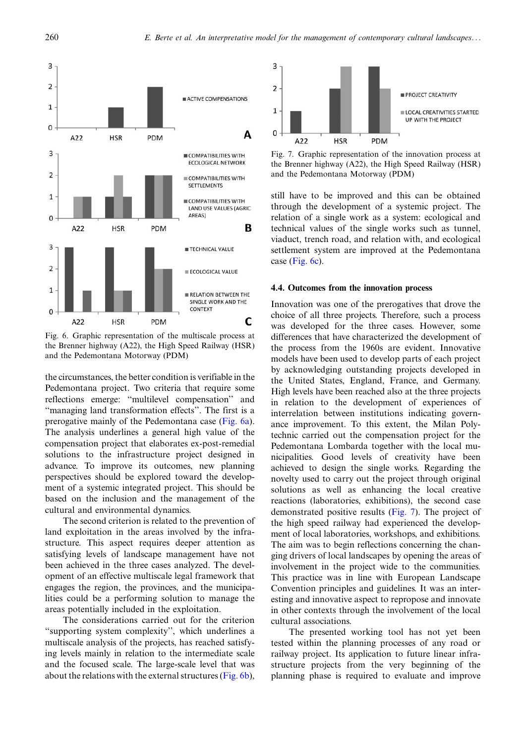3
2
1
0
A22 HSR PDM
ACTIVE COMPENSATIONS
A

3
2
1
0
A22 HSR PDM
COMPATIBILITIES WITH ECOLOGICAL NETWORK
COMPATIBILITIES WITH SETTLEMENTS
COMPATIBILITIES WITH LAND USE VALUES (AGRIC AREAS)
B

3
2
1
0
A22 HSR PDM
TECHNICAL VALUE
ECOLOGICAL VALUE
RELATION BETWEEN THE SINGLE WORK AND THE CONTEXT
C

Fig. 6. Graphic representation of the multiscale process at the Brenner highway (A22), the High Speed Railway (HSR) and the Pedemontana Motorway (PDM)

the circumstances, the better condition is verifiable in the Pedemontana project. Two criteria that require some reflections emerge: "multilevel compensation" and "managing land transformation effects". The first is a prerogative mainly of the Pedemontana case (Fig. 6a). The analysis underlines a general high value of the compensation project that elaborates ex-post-remedial solutions to the infrastructure project designed in advance. To improve its outcomes, new planning perspectives should be explored toward the development of a systemic integrated project. This should be based on the inclusion and the management of the cultural and environmental dynamics.

The second criterion is related to the prevention of land exploitation in the areas involved by the infrastructure. This aspect requires deeper attention as satisfying levels of landscape management have not been achieved in the three cases analyzed. The development of an effective multiscale legal framework that engages the region, the provinces, and the municipalities could be a performing solution to manage the areas potentially included in the exploitation.

The considerations carried out for the criterion "supporting system complexity", which underlines a multiscale analysis of the projects, has reached satisfying levels mainly in relation to the intermediate scale and the focused scale. The large-scale level that was about the relations with the external structures (Fig. 6b), still have to be improved and this can be obtained through the development of a systemic project. The relation of a single work as a system: ecological and technical values of the single works such as tunnel, viaduct, trench road, and relation with, and ecological settlement system are improved at the Pedemontana case (Fig. 6c).

3
2
1
0
A22 HSR PDM
PROJECT CREATIVITY
LOCAL CREATIVITIES STARTED UP WITH THE PROJECT

Fig. 7. Graphic representation of the innovation process at the Brenner highway (A22), the High Speed Railway (HSR) and the Pedemontana Motorway (PDM)

### 4.4. Outcomes from the innovation process

Innovation was one of the prerogatives that drove the choice of all three projects. Therefore, such a process was developed for the three cases. However, some differences that have characterized the development of the process from the 1960s are evident. Innovative models have been used to develop parts of each project by acknowledging outstanding projects developed in the United States, England, France, and Germany. High levels have been reached also at the three projects in relation to the development of experiences of interrelation between institutions indicating governance improvement. To this extent, the Milan Polytechnic carried out the compensation project for the Pedemontana Lombarda together with the local municipalities. Good levels of creativity have been achieved to design the single works. Regarding the novelty used to carry out the project through original solutions as well as enhancing the local creative reactions (laboratories, exhibitions), the second case demonstrated positive results (Fig. 7). The project of the high speed railway had experienced the development of local laboratories, workshops, and exhibitions. The aim was to begin reflections concerning the changing drivers of local landscapes by opening the areas of involvement in the project wide to the communities. This practice was in line with European Landscape Convention principles and guidelines. It was an interesting and innovative aspect to repropose and innovate in other contexts through the involvement of the local cultural associations.

The presented working tool has not yet been tested within the planning processes of any road or railway project. Its application to future linear infrastructure projects from the very beginning of the planning phase is required to evaluate and improve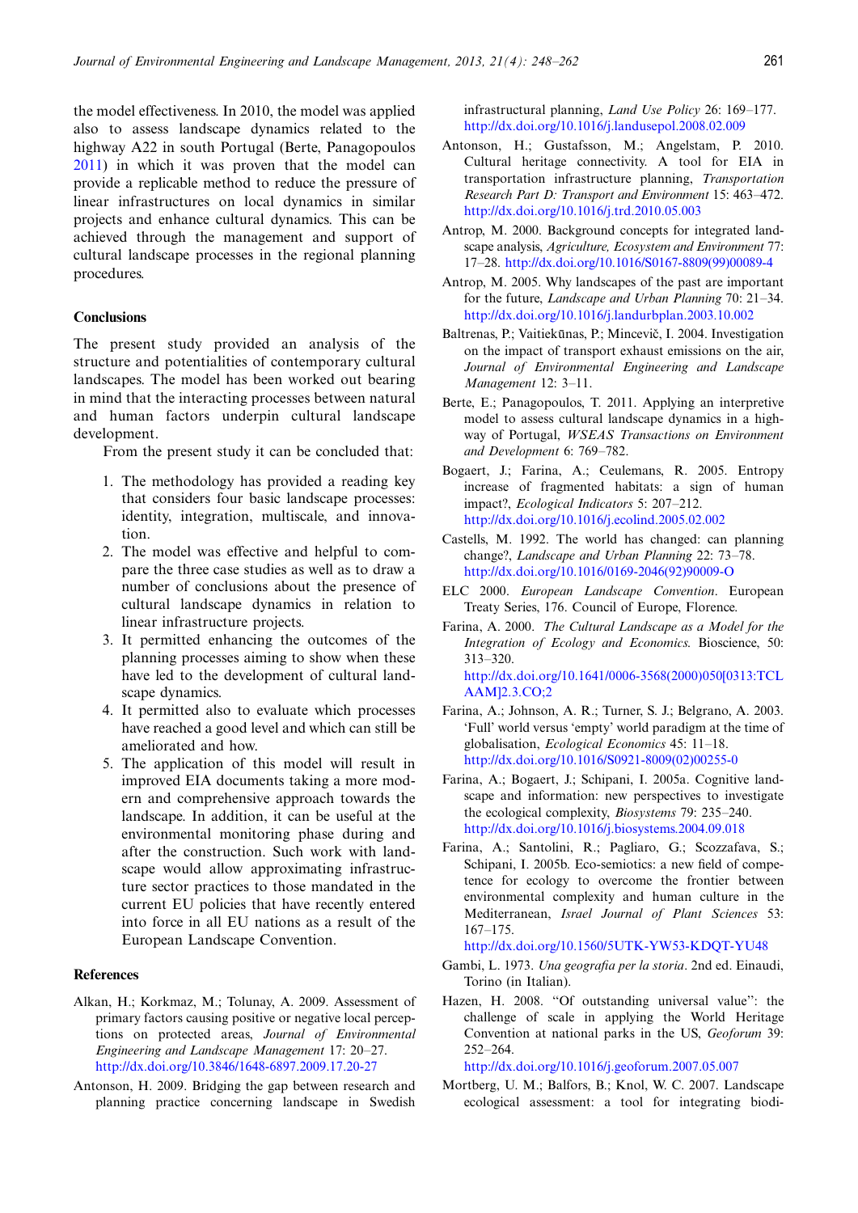the model effectiveness. In 2010, the model was applied also to assess landscape dynamics related to the highway A22 in south Portugal (Berte, Panagopoulos 2011) in which it was proven that the model can provide a replicable method to reduce the pressure of linear infrastructures on local dynamics in similar projects and enhance cultural dynamics. This can be achieved through the management and support of cultural landscape processes in the regional planning procedures.

## Conclusions

The present study provided an analysis of the structure and potentialities of contemporary cultural landscapes. The model has been worked out bearing in mind that the interacting processes between natural and human factors underpin cultural landscape development.

From the present study it can be concluded that:

1. The methodology has provided a reading key that considers four basic landscape processes: identity, integration, multiscale, and innovation.
2. The model was effective and helpful to compare the three case studies as well as to draw a number of conclusions about the presence of cultural landscape dynamics in relation to linear infrastructure projects.
3. It permitted enhancing the outcomes of the planning processes aiming to show when these have led to the development of cultural landscape dynamics.
4. It permitted also to evaluate which processes have reached a good level and which can still be ameliorated and how.
5. The application of this model will result in improved EIA documents taking a more modern and comprehensive approach towards the landscape. In addition, it can be useful at the environmental monitoring phase during and after the construction. Such work with landscape would allow approximating infrastructure sector practices to those mandated in the current EU policies that have recently entered into force in all EU nations as a result of the European Landscape Convention.

## References

Alkan, H.; Korkmaz, M.; Tolunay, A. 2009. Assessment of primary factors causing positive or negative local perceptions on protected areas, *Journal of Environmental Engineering and Landscape Management* 17: 20–27. http://dx.doi.org/10.3846/1648-6897.2009.17.20-27

Antonson, H. 2009. Bridging the gap between research and planning practice concerning landscape in Swedish infrastructural planning, *Land Use Policy* 26: 169–177. http://dx.doi.org/10.1016/j.landusepol.2008.02.009

Antonson, H.; Gustafsson, M.; Angelstam, P. 2010. Cultural heritage connectivity. A tool for EIA in transportation infrastructure planning, *Transportation Research Part D: Transport and Environment* 15: 463–472. http://dx.doi.org/10.1016/j.trd.2010.05.003

Antrop, M. 2000. Background concepts for integrated landscape analysis, *Agriculture, Ecosystem and Environment* 77: 17–28. http://dx.doi.org/10.1016/S0167-8809(99)00089-4

Antrop, M. 2005. Why landscapes of the past are important for the future, *Landscape and Urban Planning* 70: 21–34. http://dx.doi.org/10.1016/j.landurbplan.2003.10.002

Baltrenas, P.; Vaitiekūnas, P.; Mincevič, I. 2004. Investigation on the impact of transport exhaust emissions on the air, *Journal of Environmental Engineering and Landscape Management* 12: 3–11.

Berte, E.; Panagopoulos, T. 2011. Applying an interpretive model to assess cultural landscape dynamics in a highway of Portugal, *WSEAS Transactions on Environment and Development* 6: 769–782.

Bogaert, J.; Farina, A.; Ceulemans, R. 2005. Entropy increase of fragmented habitats: a sign of human impact?, *Ecological Indicators* 5: 207–212. http://dx.doi.org/10.1016/j.ecolind.2005.02.002

Castells, M. 1992. The world has changed: can planning change?, *Landscape and Urban Planning* 22: 73–78. http://dx.doi.org/10.1016/0169-2046(92)90009-O

ELC 2000. *European Landscape Convention*. European Treaty Series, 176. Council of Europe, Florence.

Farina, A. 2000. *The Cultural Landscape as a Model for the Integration of Ecology and Economics.* Bioscience, 50: 313–320. http://dx.doi.org/10.1641/0006-3568(2000)050[0313:TCLAAM]2.3.CO;2

Farina, A.; Johnson, A. R.; Turner, S. J.; Belgrano, A. 2003. 'Full' world versus 'empty' world paradigm at the time of globalisation, *Ecological Economics* 45: 11–18. http://dx.doi.org/10.1016/S0921-8009(02)00255-0

Farina, A.; Bogaert, J.; Schipani, I. 2005a. Cognitive landscape and information: new perspectives to investigate the ecological complexity, *Biosystems* 79: 235–240. http://dx.doi.org/10.1016/j.biosystems.2004.09.018

Farina, A.; Santolini, R.; Pagliaro, G.; Scozzafava, S.; Schipani, I. 2005b. Eco-semiotics: a new field of competence for ecology to overcome the frontier between environmental complexity and human culture in the Mediterranean, *Israel Journal of Plant Sciences* 53: 167–175. http://dx.doi.org/10.1560/5UTK-YW53-KDQT-YU48

Gambi, L. 1973. *Una geografia per la storia*. 2nd ed. Einaudi, Torino (in Italian).

Hazen, H. 2008. "Of outstanding universal value": the challenge of scale in applying the World Heritage Convention at national parks in the US, *Geoforum* 39: 252–264. http://dx.doi.org/10.1016/j.geoforum.2007.05.007

Mortberg, U. M.; Balfors, B.; Knol, W. C. 2007. Landscape ecological assessment: a tool for integrating biodi-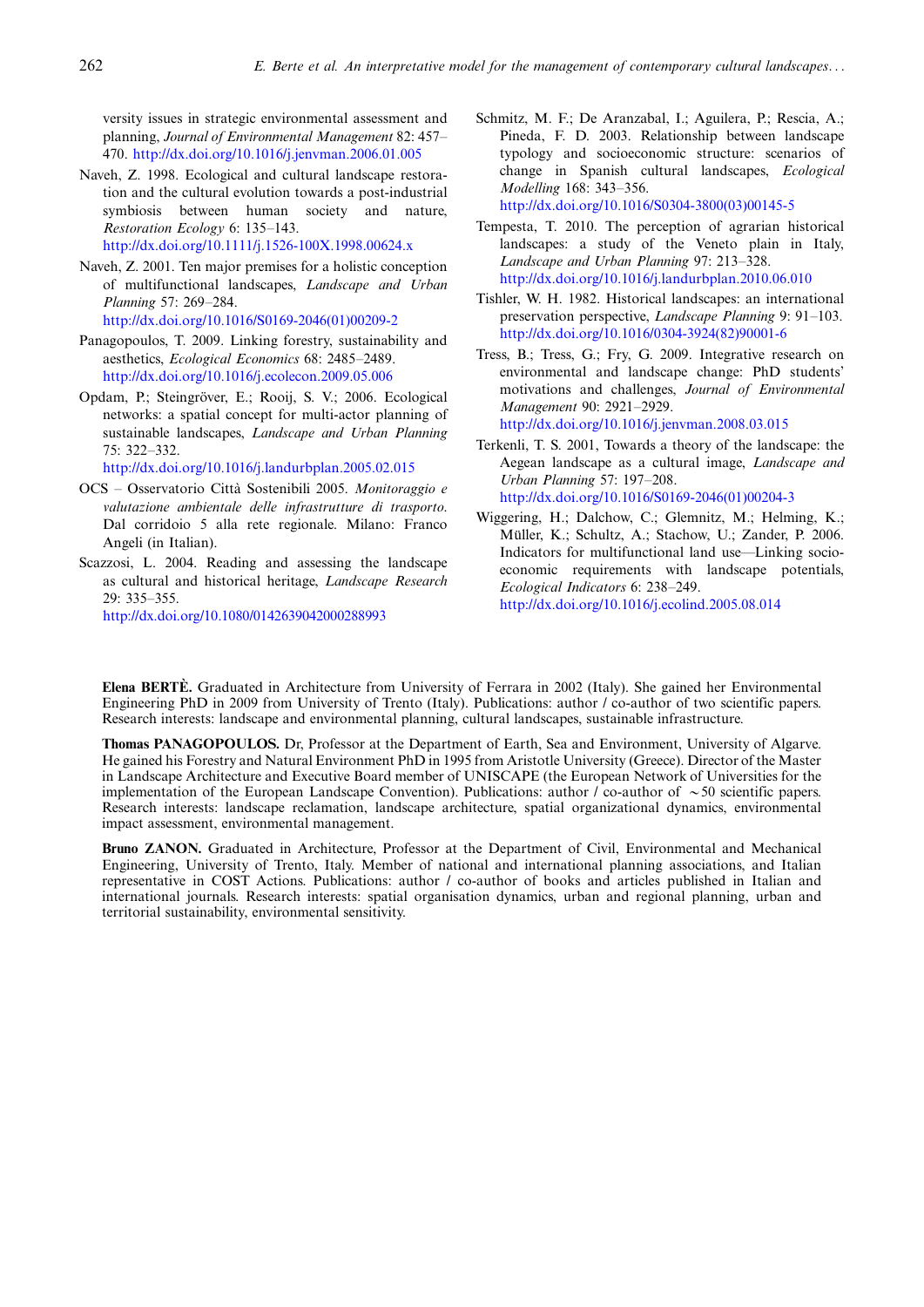versity issues in strategic environmental assessment and planning, *Journal of Environmental Management* 82: 457–470. http://dx.doi.org/10.1016/j.jenvman.2006.01.005

Naveh, Z. 1998. Ecological and cultural landscape restoration and the cultural evolution towards a post-industrial symbiosis between human society and nature, *Restoration Ecology* 6: 135–143. http://dx.doi.org/10.1111/j.1526-100X.1998.00624.x

Naveh, Z. 2001. Ten major premises for a holistic conception of multifunctional landscapes, *Landscape and Urban Planning* 57: 269–284. http://dx.doi.org/10.1016/S0169-2046(01)00209-2

Panagopoulos, T. 2009. Linking forestry, sustainability and aesthetics, *Ecological Economics* 68: 2485–2489. http://dx.doi.org/10.1016/j.ecolecon.2009.05.006

Opdam, P.; Steingröver, E.; Rooij, S. V.; 2006. Ecological networks: a spatial concept for multi-actor planning of sustainable landscapes, *Landscape and Urban Planning* 75: 322–332. http://dx.doi.org/10.1016/j.landurbplan.2005.02.015

OCS – Osservatorio Città Sostenibili 2005. *Monitoraggio e valutazione ambientale delle infrastrutture di trasporto.* Dal corridoio 5 alla rete regionale. Milano: Franco Angeli (in Italian).

Scazzosi, L. 2004. Reading and assessing the landscape as cultural and historical heritage, *Landscape Research* 29: 335–355. http://dx.doi.org/10.1080/0142639042000288993

Schmitz, M. F.; De Aranzabal, I.; Aguilera, P.; Rescia, A.; Pineda, F. D. 2003. Relationship between landscape typology and socioeconomic structure: scenarios of change in Spanish cultural landscapes, *Ecological Modelling* 168: 343–356. http://dx.doi.org/10.1016/S0304-3800(03)00145-5

Tempesta, T. 2010. The perception of agrarian historical landscapes: a study of the Veneto plain in Italy, *Landscape and Urban Planning* 97: 213–328. http://dx.doi.org/10.1016/j.landurbplan.2010.06.010

Tishler, W. H. 1982. Historical landscapes: an international preservation perspective, *Landscape Planning* 9: 91–103. http://dx.doi.org/10.1016/0304-3924(82)90001-6

Tress, B.; Tress, G.; Fry, G. 2009. Integrative research on environmental and landscape change: PhD students' motivations and challenges, *Journal of Environmental Management* 90: 2921–2929. http://dx.doi.org/10.1016/j.jenvman.2008.03.015

Terkenli, T. S. 2001, Towards a theory of the landscape: the Aegean landscape as a cultural image, *Landscape and Urban Planning* 57: 197–208. http://dx.doi.org/10.1016/S0169-2046(01)00204-3

Wiggering, H.; Dalchow, C.; Glemnitz, M.; Helming, K.; Müller, K.; Schultz, A.; Stachow, U.; Zander, P. 2006. Indicators for multifunctional land use—Linking socio-economic requirements with landscape potentials, *Ecological Indicators* 6: 238–249. http://dx.doi.org/10.1016/j.ecolind.2005.08.014

**Elena BERTÈ.** Graduated in Architecture from University of Ferrara in 2002 (Italy). She gained her Environmental Engineering PhD in 2009 from University of Trento (Italy). Publications: author / co-author of two scientific papers. Research interests: landscape and environmental planning, cultural landscapes, sustainable infrastructure.

**Thomas PANAGOPOULOS.** Dr, Professor at the Department of Earth, Sea and Environment, University of Algarve. He gained his Forestry and Natural Environment PhD in 1995 from Aristotle University (Greece). Director of the Master in Landscape Architecture and Executive Board member of UNISCAPE (the European Network of Universities for the implementation of the European Landscape Convention). Publications: author / co-author of ~50 scientific papers. Research interests: landscape reclamation, landscape architecture, spatial organizational dynamics, environmental impact assessment, environmental management.

**Bruno ZANON.** Graduated in Architecture, Professor at the Department of Civil, Environmental and Mechanical Engineering, University of Trento, Italy. Member of national and international planning associations, and Italian representative in COST Actions. Publications: author / co-author of books and articles published in Italian and international journals. Research interests: spatial organisation dynamics, urban and regional planning, urban and territorial sustainability, environmental sensitivity.